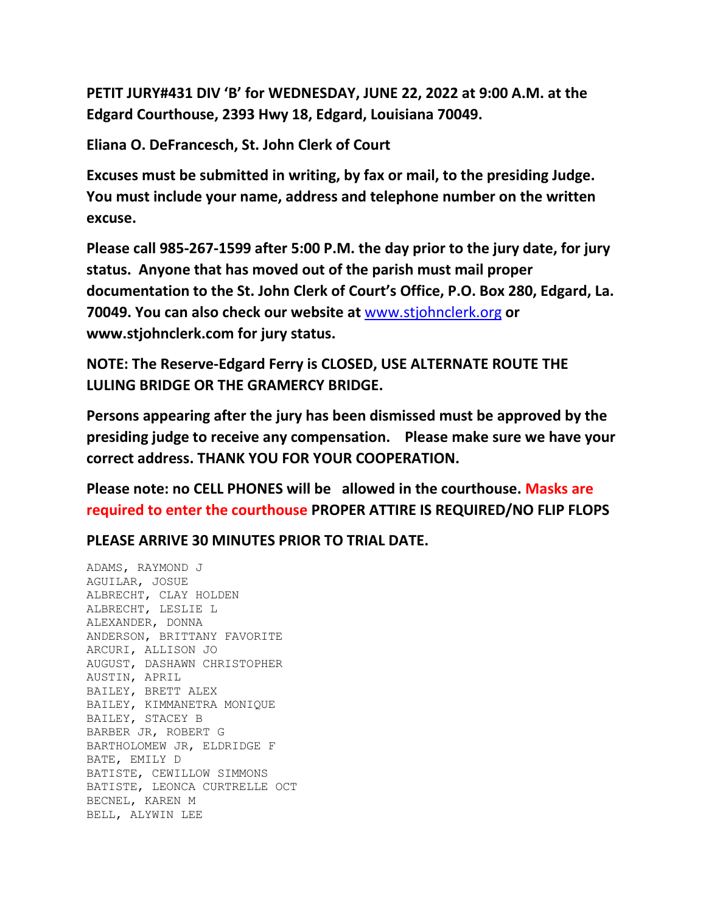**PETIT JURY#431 DIV 'B' for WEDNESDAY, JUNE 22, 2022 at 9:00 A.M. at the Edgard Courthouse, 2393 Hwy 18, Edgard, Louisiana 70049.**

**Eliana O. DeFrancesch, St. John Clerk of Court**

**Excuses must be submitted in writing, by fax or mail, to the presiding Judge. You must include your name, address and telephone number on the written excuse.**

**Please call 985-267-1599 after 5:00 P.M. the day prior to the jury date, for jury status. Anyone that has moved out of the parish must mail proper documentation to the St. John Clerk of Court's Office, P.O. Box 280, Edgard, La. 70049. You can also check our website at [www.stjohnclerk.org](http://www.stjohnclerk.org) or www.stjohnclerk.com for jury status.**

**NOTE: The Reserve-Edgard Ferry is CLOSED, USE ALTERNATE ROUTE THE LULING BRIDGE OR THE GRAMERCY BRIDGE.**

**Persons appearing after the jury has been dismissed must be approved by the presiding judge to receive any compensation. Please make sure we have your correct address. THANK YOU FOR YOUR COOPERATION.**

**Please note: no CELL PHONES will be allowed in the courthouse. Masks are required to enter the courthouse PROPER ATTIRE IS REQUIRED/NO FLIP FLOPS**

**PLEASE ARRIVE 30 MINUTES PRIOR TO TRIAL DATE.**

```
ADAMS, RAYMOND J
AGUILAR, JOSUE
ALBRECHT, CLAY HOLDEN
ALBRECHT, LESLIE L
ALEXANDER, DONNA
ANDERSON, BRITTANY FAVORITE
ARCURI, ALLISON JO
AUGUST, DASHAWN CHRISTOPHER
AUSTIN, APRIL
BAILEY, BRETT ALEX
BAILEY, KIMMANETRA MONIQUE
BAILEY, STACEY B
BARBER JR, ROBERT G
BARTHOLOMEW JR, ELDRIDGE F
BATE, EMILY D
BATISTE, CEWILLOW SIMMONS
BATISTE, LEONCA CURTRELLE OCT
BECNEL, KAREN M
BELL, ALYWIN LEE
```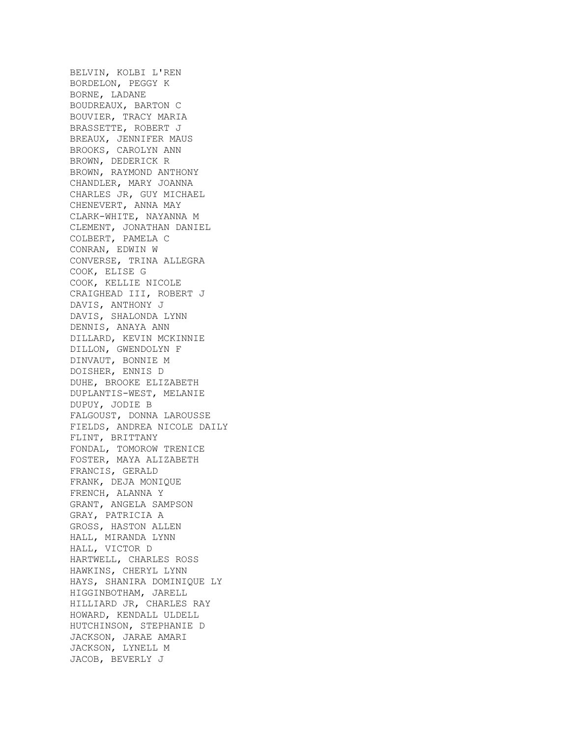BELVIN, KOLBI L'REN
BORDELON, PEGGY K
BORNE, LADANE
BOUDREAUX, BARTON C
BOUVIER, TRACY MARIA
BRASSETTE, ROBERT J
BREAUX, JENNIFER MAUS
BROOKS, CAROLYN ANN
BROWN, DEDERICK R
BROWN, RAYMOND ANTHONY
CHANDLER, MARY JOANNA
CHARLES JR, GUY MICHAEL
CHENEVERT, ANNA MAY
CLARK-WHITE, NAYANNA M
CLEMENT, JONATHAN DANIEL
COLBERT, PAMELA C
CONRAN, EDWIN W
CONVERSE, TRINA ALLEGRA
COOK, ELISE G
COOK, KELLIE NICOLE
CRAIGHEAD III, ROBERT J
DAVIS, ANTHONY J
DAVIS, SHALONDA LYNN
DENNIS, ANAYA ANN
DILLARD, KEVIN MCKINNIE
DILLON, GWENDOLYN F
DINVAUT, BONNIE M
DOISHER, ENNIS D
DUHE, BROOKE ELIZABETH
DUPLANTIS-WEST, MELANIE
DUPUY, JODIE B
FALGOUST, DONNA LAROUSSE
FIELDS, ANDREA NICOLE DAILY
FLINT, BRITTANY
FONDAL, TOMOROW TRENICE
FOSTER, MAYA ALIZABETH
FRANCIS, GERALD
FRANK, DEJA MONIQUE
FRENCH, ALANNA Y
GRANT, ANGELA SAMPSON
GRAY, PATRICIA A
GROSS, HASTON ALLEN
HALL, MIRANDA LYNN
HALL, VICTOR D
HARTWELL, CHARLES ROSS
HAWKINS, CHERYL LYNN
HAYS, SHANIRA DOMINIQUE LY
HIGGINBOTHAM, JARELL
HILLIARD JR, CHARLES RAY
HOWARD, KENDALL ULDELL
HUTCHINSON, STEPHANIE D
JACKSON, JARAE AMARI
JACKSON, LYNELL M
JACOB, BEVERLY J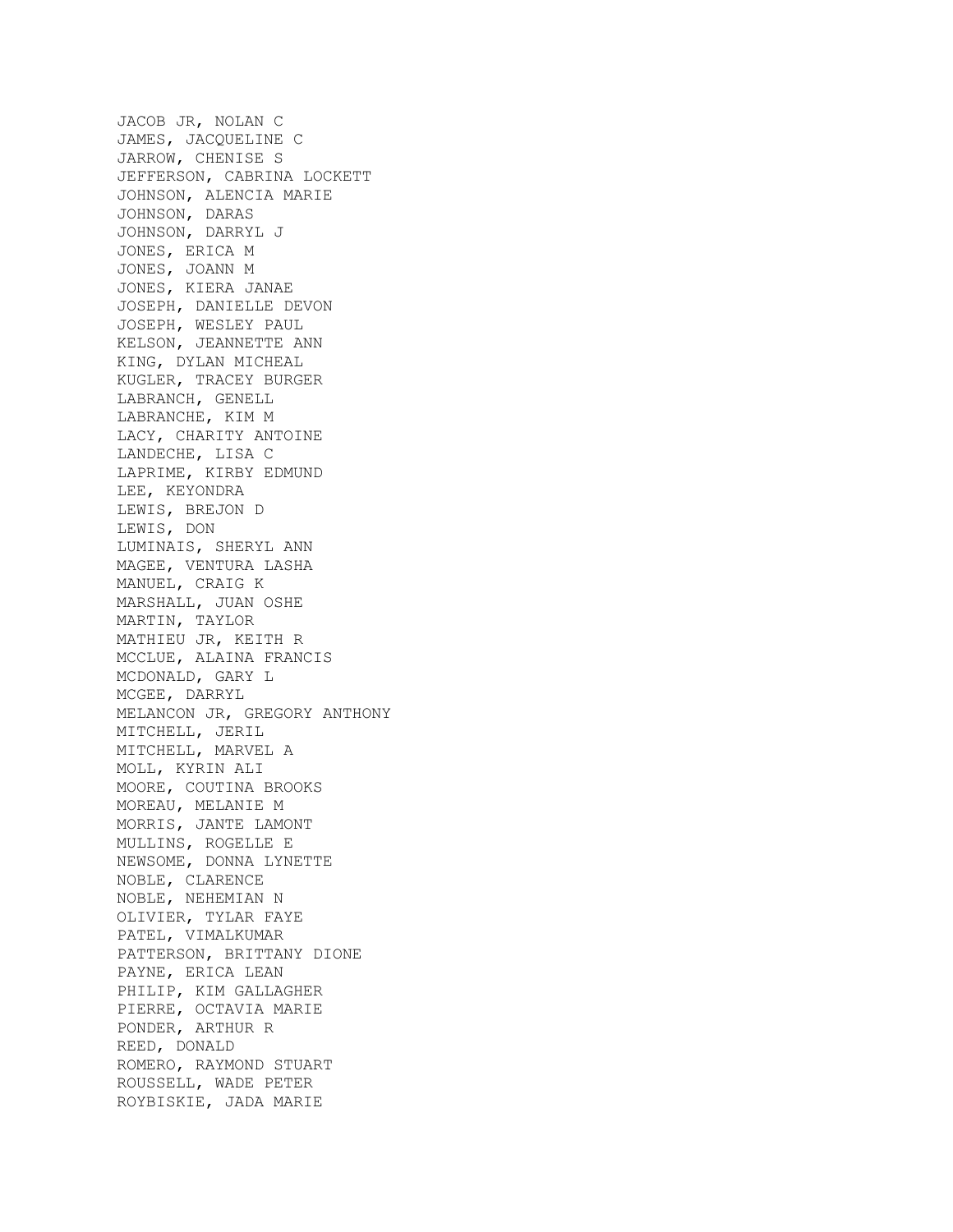JACOB JR, NOLAN C
JAMES, JACQUELINE C
JARROW, CHENISE S
JEFFERSON, CABRINA LOCKETT
JOHNSON, ALENCIA MARIE
JOHNSON, DARAS
JOHNSON, DARRYL J
JONES, ERICA M
JONES, JOANN M
JONES, KIERA JANAE
JOSEPH, DANIELLE DEVON
JOSEPH, WESLEY PAUL
KELSON, JEANNETTE ANN
KING, DYLAN MICHEAL
KUGLER, TRACEY BURGER
LABRANCH, GENELL
LABRANCHE, KIM M
LACY, CHARITY ANTOINE
LANDECHE, LISA C
LAPRIME, KIRBY EDMUND
LEE, KEYONDRA
LEWIS, BREJON D
LEWIS, DON
LUMINAIS, SHERYL ANN
MAGEE, VENTURA LASHA
MANUEL, CRAIG K
MARSHALL, JUAN OSHE
MARTIN, TAYLOR
MATHIEU JR, KEITH R
MCCLUE, ALAINA FRANCIS
MCDONALD, GARY L
MCGEE, DARRYL
MELANCON JR, GREGORY ANTHONY
MITCHELL, JERIL
MITCHELL, MARVEL A
MOLL, KYRIN ALI
MOORE, COUTINA BROOKS
MOREAU, MELANIE M
MORRIS, JANTE LAMONT
MULLINS, ROGELLE E
NEWSOME, DONNA LYNETTE
NOBLE, CLARENCE
NOBLE, NEHEMIAN N
OLIVIER, TYLAR FAYE
PATEL, VIMALKUMAR
PATTERSON, BRITTANY DIONE
PAYNE, ERICA LEAN
PHILIP, KIM GALLAGHER
PIERRE, OCTAVIA MARIE
PONDER, ARTHUR R
REED, DONALD
ROMERO, RAYMOND STUART
ROUSSELL, WADE PETER
ROYBISKIE, JADA MARIE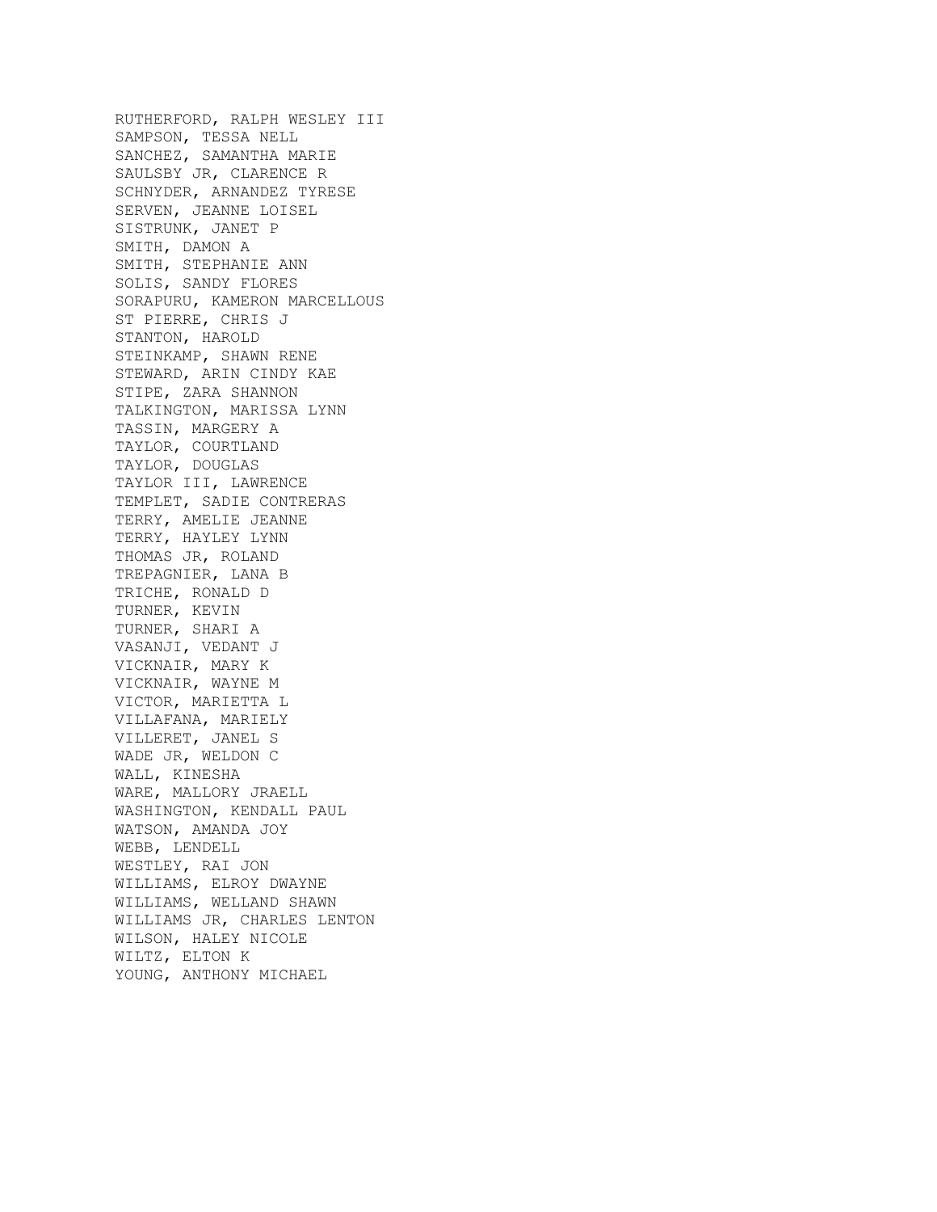RUTHERFORD, RALPH WESLEY III
SAMPSON, TESSA NELL
SANCHEZ, SAMANTHA MARIE
SAULSBY JR, CLARENCE R
SCHNYDER, ARNANDEZ TYRESE
SERVEN, JEANNE LOISEL
SISTRUNK, JANET P
SMITH, DAMON A
SMITH, STEPHANIE ANN
SOLIS, SANDY FLORES
SORAPURU, KAMERON MARCELLOUS
ST PIERRE, CHRIS J
STANTON, HAROLD
STEINKAMP, SHAWN RENE
STEWARD, ARIN CINDY KAE
STIPE, ZARA SHANNON
TALKINGTON, MARISSA LYNN
TASSIN, MARGERY A
TAYLOR, COURTLAND
TAYLOR, DOUGLAS
TAYLOR III, LAWRENCE
TEMPLET, SADIE CONTRERAS
TERRY, AMELIE JEANNE
TERRY, HAYLEY LYNN
THOMAS JR, ROLAND
TREPAGNIER, LANA B
TRICHE, RONALD D
TURNER, KEVIN
TURNER, SHARI A
VASANJI, VEDANT J
VICKNAIR, MARY K
VICKNAIR, WAYNE M
VICTOR, MARIETTA L
VILLAFANA, MARIELY
VILLERET, JANEL S
WADE JR, WELDON C
WALL, KINESHA
WARE, MALLORY JRAELL
WASHINGTON, KENDALL PAUL
WATSON, AMANDA JOY
WEBB, LENDELL
WESTLEY, RAI JON
WILLIAMS, ELROY DWAYNE
WILLIAMS, WELLAND SHAWN
WILLIAMS JR, CHARLES LENTON
WILSON, HALEY NICOLE
WILTZ, ELTON K
YOUNG, ANTHONY MICHAEL